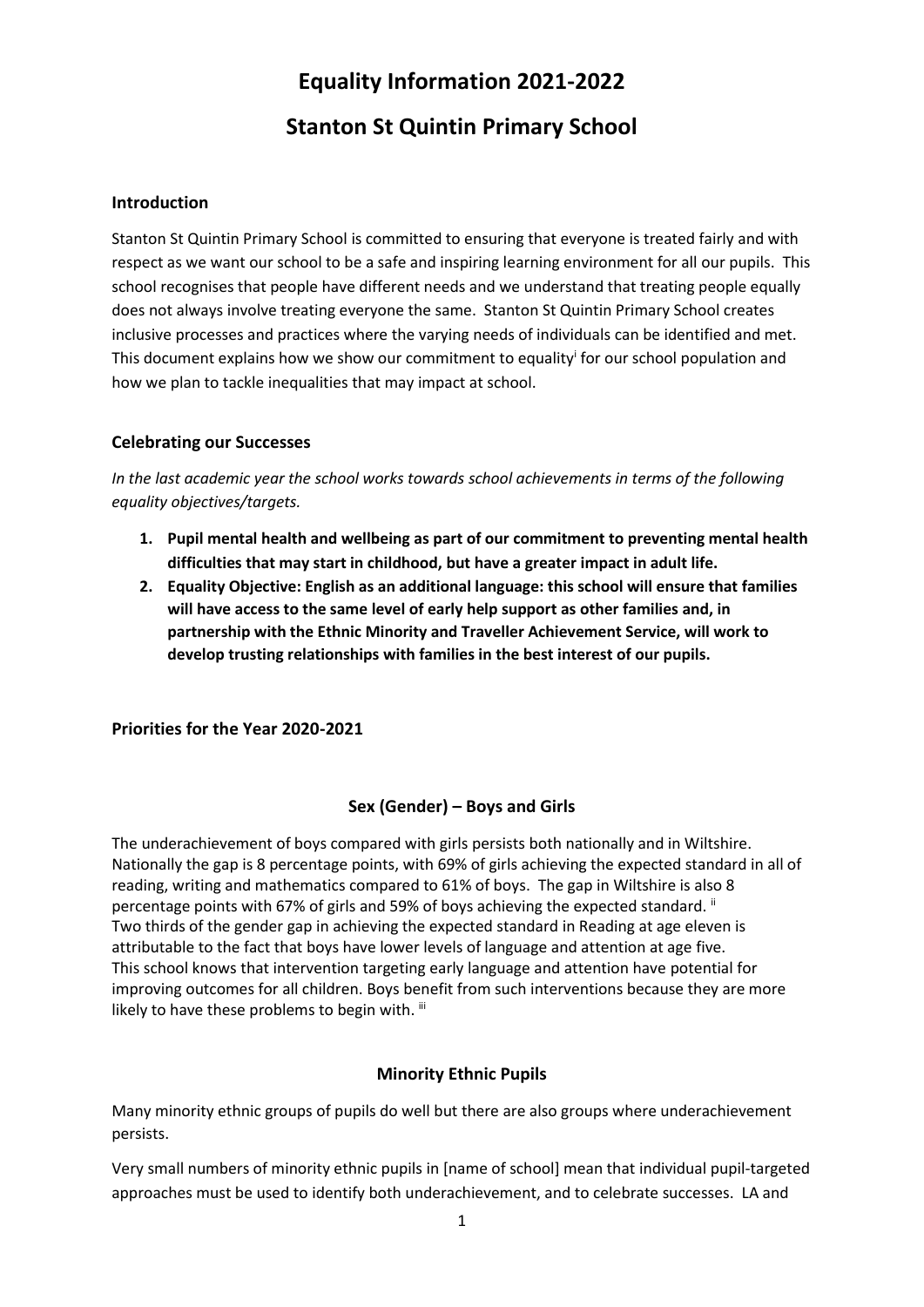# Equality Information 2021-2022

# Stanton St Quintin Primary School

## Introduction

Stanton St Quintin Primary School is committed to ensuring that everyone is treated fairly and with respect as we want our school to be a safe and inspiring learning environment for all our pupils. This school recognises that people have different needs and we understand that treating people equally does not always involve treating everyone the same. Stanton St Quintin Primary School creates inclusive processes and practices where the varying needs of individuals can be identified and met. This document explains how we show our commitment to equality[i] for our school population and how we plan to tackle inequalities that may impact at school.

## Celebrating our Successes

*In the last academic year the school works towards school achievements in terms of the following equality objectives/targets.*

1. **Pupil mental health and wellbeing as part of our commitment to preventing mental health difficulties that may start in childhood, but have a greater impact in adult life.**
2. **Equality Objective: English as an additional language: this school will ensure that families will have access to the same level of early help support as other families and, in partnership with the Ethnic Minority and Traveller Achievement Service, will work to develop trusting relationships with families in the best interest of our pupils.**

## Priorities for the Year 2020-2021

### Sex (Gender) – Boys and Girls

The underachievement of boys compared with girls persists both nationally and in Wiltshire. Nationally the gap is 8 percentage points, with 69% of girls achieving the expected standard in all of reading, writing and mathematics compared to 61% of boys. The gap in Wiltshire is also 8 percentage points with 67% of girls and 59% of boys achieving the expected standard. [ii]
Two thirds of the gender gap in achieving the expected standard in Reading at age eleven is attributable to the fact that boys have lower levels of language and attention at age five.
This school knows that intervention targeting early language and attention have potential for improving outcomes for all children. Boys benefit from such interventions because they are more likely to have these problems to begin with. [iii]

### Minority Ethnic Pupils

Many minority ethnic groups of pupils do well but there are also groups where underachievement persists.

Very small numbers of minority ethnic pupils in [name of school] mean that individual pupil-targeted approaches must be used to identify both underachievement, and to celebrate successes. LA and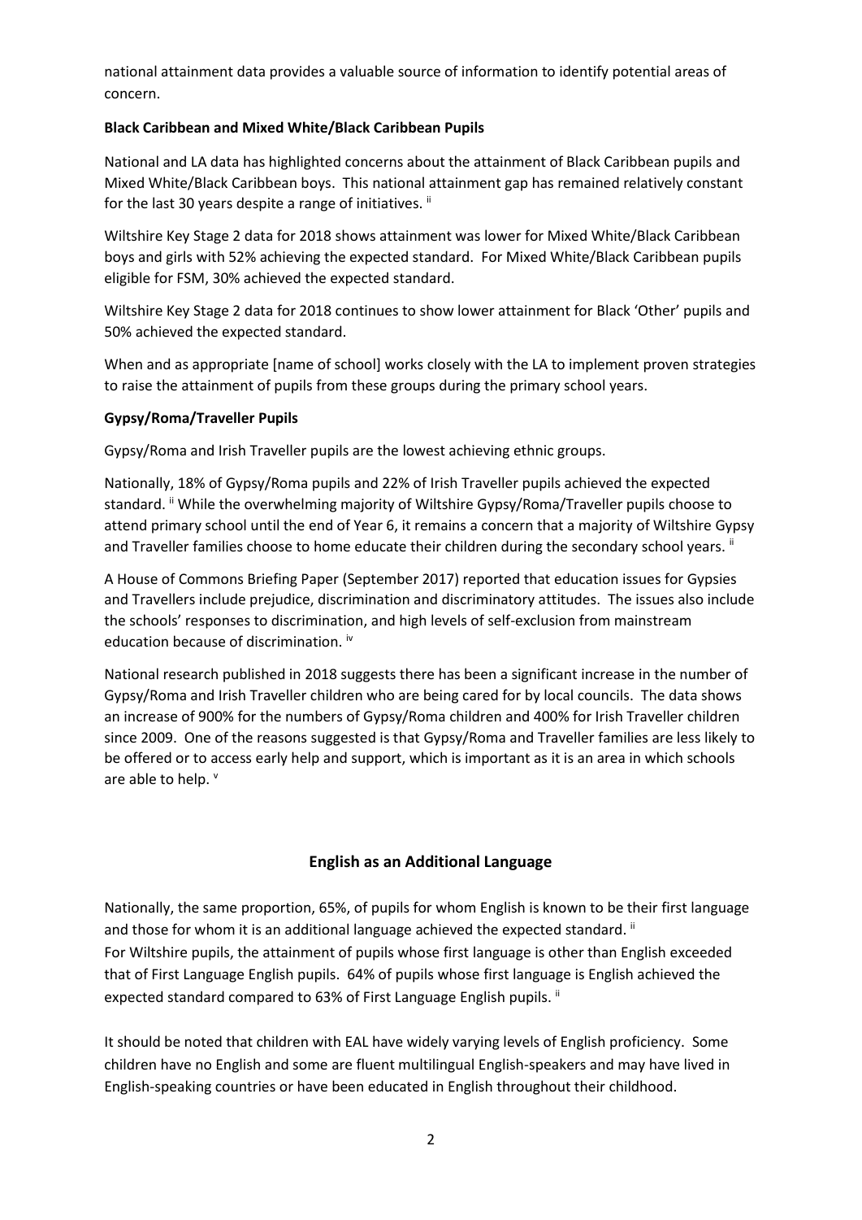national attainment data provides a valuable source of information to identify potential areas of concern.

**Black Caribbean and Mixed White/Black Caribbean Pupils**

National and LA data has highlighted concerns about the attainment of Black Caribbean pupils and Mixed White/Black Caribbean boys. This national attainment gap has remained relatively constant for the last 30 years despite a range of initiatives. [ii]

Wiltshire Key Stage 2 data for 2018 shows attainment was lower for Mixed White/Black Caribbean boys and girls with 52% achieving the expected standard. For Mixed White/Black Caribbean pupils eligible for FSM, 30% achieved the expected standard.

Wiltshire Key Stage 2 data for 2018 continues to show lower attainment for Black 'Other' pupils and 50% achieved the expected standard.

When and as appropriate [name of school] works closely with the LA to implement proven strategies to raise the attainment of pupils from these groups during the primary school years.

**Gypsy/Roma/Traveller Pupils**

Gypsy/Roma and Irish Traveller pupils are the lowest achieving ethnic groups.

Nationally, 18% of Gypsy/Roma pupils and 22% of Irish Traveller pupils achieved the expected standard. [ii] While the overwhelming majority of Wiltshire Gypsy/Roma/Traveller pupils choose to attend primary school until the end of Year 6, it remains a concern that a majority of Wiltshire Gypsy and Traveller families choose to home educate their children during the secondary school years. [ii]

A House of Commons Briefing Paper (September 2017) reported that education issues for Gypsies and Travellers include prejudice, discrimination and discriminatory attitudes. The issues also include the schools' responses to discrimination, and high levels of self-exclusion from mainstream education because of discrimination. [iv]

National research published in 2018 suggests there has been a significant increase in the number of Gypsy/Roma and Irish Traveller children who are being cared for by local councils. The data shows an increase of 900% for the numbers of Gypsy/Roma children and 400% for Irish Traveller children since 2009. One of the reasons suggested is that Gypsy/Roma and Traveller families are less likely to be offered or to access early help and support, which is important as it is an area in which schools are able to help. [v]

## English as an Additional Language

Nationally, the same proportion, 65%, of pupils for whom English is known to be their first language and those for whom it is an additional language achieved the expected standard. [ii]
For Wiltshire pupils, the attainment of pupils whose first language is other than English exceeded that of First Language English pupils. 64% of pupils whose first language is English achieved the expected standard compared to 63% of First Language English pupils. [ii]

It should be noted that children with EAL have widely varying levels of English proficiency. Some children have no English and some are fluent multilingual English-speakers and may have lived in English-speaking countries or have been educated in English throughout their childhood.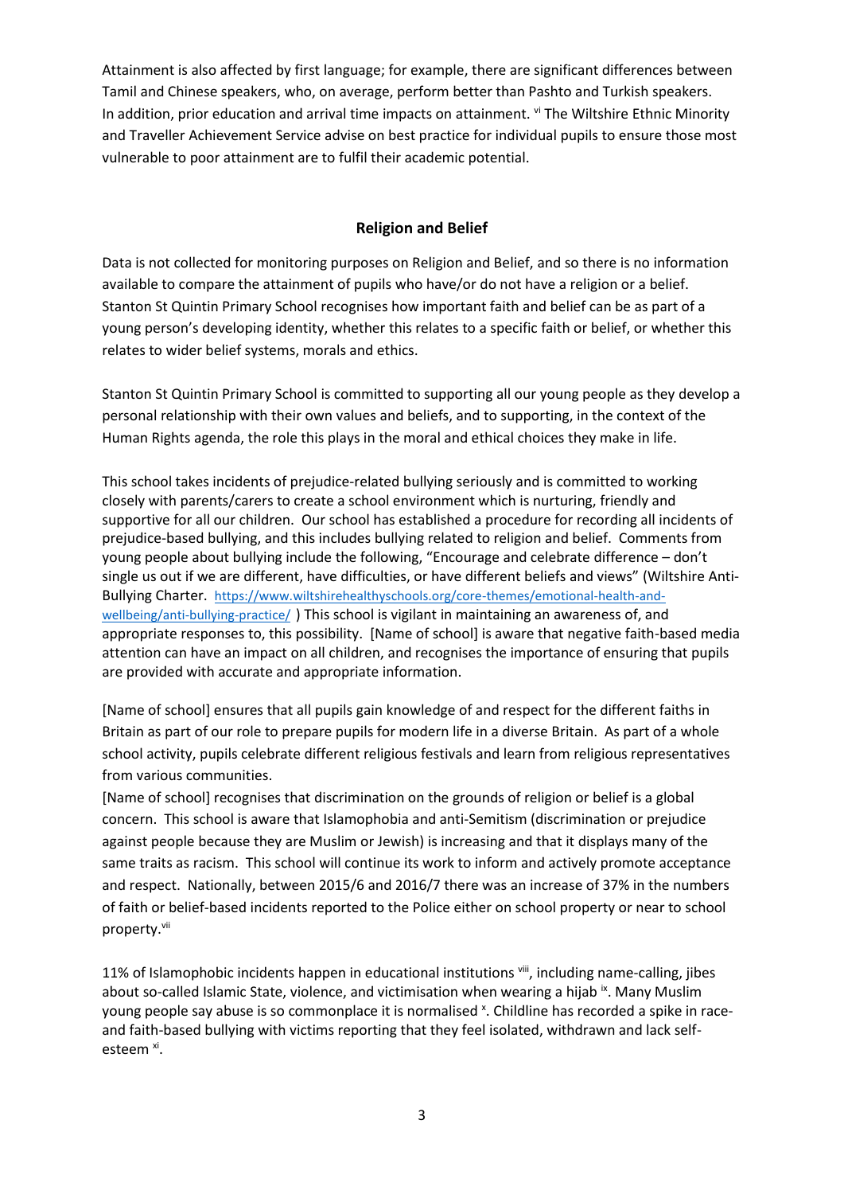Attainment is also affected by first language; for example, there are significant differences between Tamil and Chinese speakers, who, on average, perform better than Pashto and Turkish speakers. In addition, prior education and arrival time impacts on attainment. [vi] The Wiltshire Ethnic Minority and Traveller Achievement Service advise on best practice for individual pupils to ensure those most vulnerable to poor attainment are to fulfil their academic potential.

## Religion and Belief

Data is not collected for monitoring purposes on Religion and Belief, and so there is no information available to compare the attainment of pupils who have/or do not have a religion or a belief. Stanton St Quintin Primary School recognises how important faith and belief can be as part of a young person's developing identity, whether this relates to a specific faith or belief, or whether this relates to wider belief systems, morals and ethics.

Stanton St Quintin Primary School is committed to supporting all our young people as they develop a personal relationship with their own values and beliefs, and to supporting, in the context of the Human Rights agenda, the role this plays in the moral and ethical choices they make in life.

This school takes incidents of prejudice-related bullying seriously and is committed to working closely with parents/carers to create a school environment which is nurturing, friendly and supportive for all our children. Our school has established a procedure for recording all incidents of prejudice-based bullying, and this includes bullying related to religion and belief. Comments from young people about bullying include the following, "Encourage and celebrate difference – don't single us out if we are different, have difficulties, or have different beliefs and views" (Wiltshire Anti-Bullying Charter. https://www.wiltshirehealthyschools.org/core-themes/emotional-health-and-wellbeing/anti-bullying-practice/ ) This school is vigilant in maintaining an awareness of, and appropriate responses to, this possibility. [Name of school] is aware that negative faith-based media attention can have an impact on all children, and recognises the importance of ensuring that pupils are provided with accurate and appropriate information.

[Name of school] ensures that all pupils gain knowledge of and respect for the different faiths in Britain as part of our role to prepare pupils for modern life in a diverse Britain. As part of a whole school activity, pupils celebrate different religious festivals and learn from religious representatives from various communities.

[Name of school] recognises that discrimination on the grounds of religion or belief is a global concern. This school is aware that Islamophobia and anti-Semitism (discrimination or prejudice against people because they are Muslim or Jewish) is increasing and that it displays many of the same traits as racism. This school will continue its work to inform and actively promote acceptance and respect. Nationally, between 2015/6 and 2016/7 there was an increase of 37% in the numbers of faith or belief-based incidents reported to the Police either on school property or near to school property.[vii]

11% of Islamophobic incidents happen in educational institutions [viii], including name-calling, jibes about so-called Islamic State, violence, and victimisation when wearing a hijab [ix]. Many Muslim young people say abuse is so commonplace it is normalised [x]. Childline has recorded a spike in race- and faith-based bullying with victims reporting that they feel isolated, withdrawn and lack self-esteem [xi].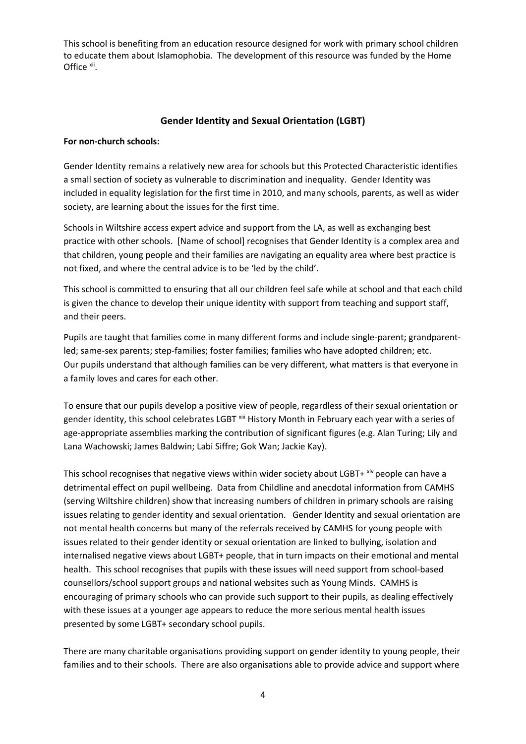This school is benefiting from an education resource designed for work with primary school children to educate them about Islamophobia. The development of this resource was funded by the Home Office [xii].

## Gender Identity and Sexual Orientation (LGBT)

**For non-church schools:**

Gender Identity remains a relatively new area for schools but this Protected Characteristic identifies a small section of society as vulnerable to discrimination and inequality. Gender Identity was included in equality legislation for the first time in 2010, and many schools, parents, as well as wider society, are learning about the issues for the first time.

Schools in Wiltshire access expert advice and support from the LA, as well as exchanging best practice with other schools. [Name of school] recognises that Gender Identity is a complex area and that children, young people and their families are navigating an equality area where best practice is not fixed, and where the central advice is to be 'led by the child'.

This school is committed to ensuring that all our children feel safe while at school and that each child is given the chance to develop their unique identity with support from teaching and support staff, and their peers.

Pupils are taught that families come in many different forms and include single-parent; grandparent-led; same-sex parents; step-families; foster families; families who have adopted children; etc. Our pupils understand that although families can be very different, what matters is that everyone in a family loves and cares for each other.

To ensure that our pupils develop a positive view of people, regardless of their sexual orientation or gender identity, this school celebrates LGBT [xiii] History Month in February each year with a series of age-appropriate assemblies marking the contribution of significant figures (e.g. Alan Turing; Lily and Lana Wachowski; James Baldwin; Labi Siffre; Gok Wan; Jackie Kay).

This school recognises that negative views within wider society about LGBT+ [xiv] people can have a detrimental effect on pupil wellbeing. Data from Childline and anecdotal information from CAMHS (serving Wiltshire children) show that increasing numbers of children in primary schools are raising issues relating to gender identity and sexual orientation. Gender Identity and sexual orientation are not mental health concerns but many of the referrals received by CAMHS for young people with issues related to their gender identity or sexual orientation are linked to bullying, isolation and internalised negative views about LGBT+ people, that in turn impacts on their emotional and mental health. This school recognises that pupils with these issues will need support from school-based counsellors/school support groups and national websites such as Young Minds. CAMHS is encouraging of primary schools who can provide such support to their pupils, as dealing effectively with these issues at a younger age appears to reduce the more serious mental health issues presented by some LGBT+ secondary school pupils.

There are many charitable organisations providing support on gender identity to young people, their families and to their schools. There are also organisations able to provide advice and support where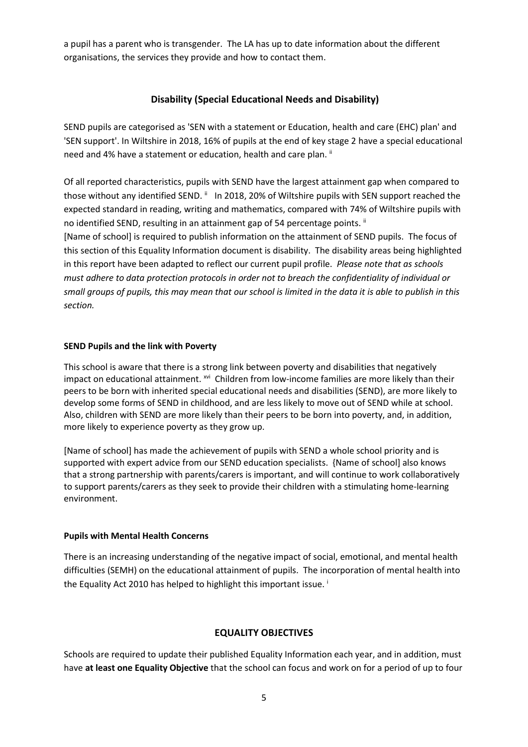a pupil has a parent who is transgender. The LA has up to date information about the different organisations, the services they provide and how to contact them.

## Disability (Special Educational Needs and Disability)

SEND pupils are categorised as 'SEN with a statement or Education, health and care (EHC) plan' and 'SEN support'. In Wiltshire in 2018, 16% of pupils at the end of key stage 2 have a special educational need and 4% have a statement or education, health and care plan. [ii]

Of all reported characteristics, pupils with SEND have the largest attainment gap when compared to those without any identified SEND. [ii] In 2018, 20% of Wiltshire pupils with SEN support reached the expected standard in reading, writing and mathematics, compared with 74% of Wiltshire pupils with no identified SEND, resulting in an attainment gap of 54 percentage points. [ii]

[Name of school] is required to publish information on the attainment of SEND pupils. The focus of this section of this Equality Information document is disability. The disability areas being highlighted in this report have been adapted to reflect our current pupil profile. *Please note that as schools must adhere to data protection protocols in order not to breach the confidentiality of individual or small groups of pupils, this may mean that our school is limited in the data it is able to publish in this section.*

### SEND Pupils and the link with Poverty

This school is aware that there is a strong link between poverty and disabilities that negatively impact on educational attainment. [xvi] Children from low-income families are more likely than their peers to be born with inherited special educational needs and disabilities (SEND), are more likely to develop some forms of SEND in childhood, and are less likely to move out of SEND while at school. Also, children with SEND are more likely than their peers to be born into poverty, and, in addition, more likely to experience poverty as they grow up.

[Name of school] has made the achievement of pupils with SEND a whole school priority and is supported with expert advice from our SEND education specialists. {Name of school] also knows that a strong partnership with parents/carers is important, and will continue to work collaboratively to support parents/carers as they seek to provide their children with a stimulating home-learning environment.

### Pupils with Mental Health Concerns

There is an increasing understanding of the negative impact of social, emotional, and mental health difficulties (SEMH) on the educational attainment of pupils. The incorporation of mental health into the Equality Act 2010 has helped to highlight this important issue. [i]

## EQUALITY OBJECTIVES

Schools are required to update their published Equality Information each year, and in addition, must have **at least one Equality Objective** that the school can focus and work on for a period of up to four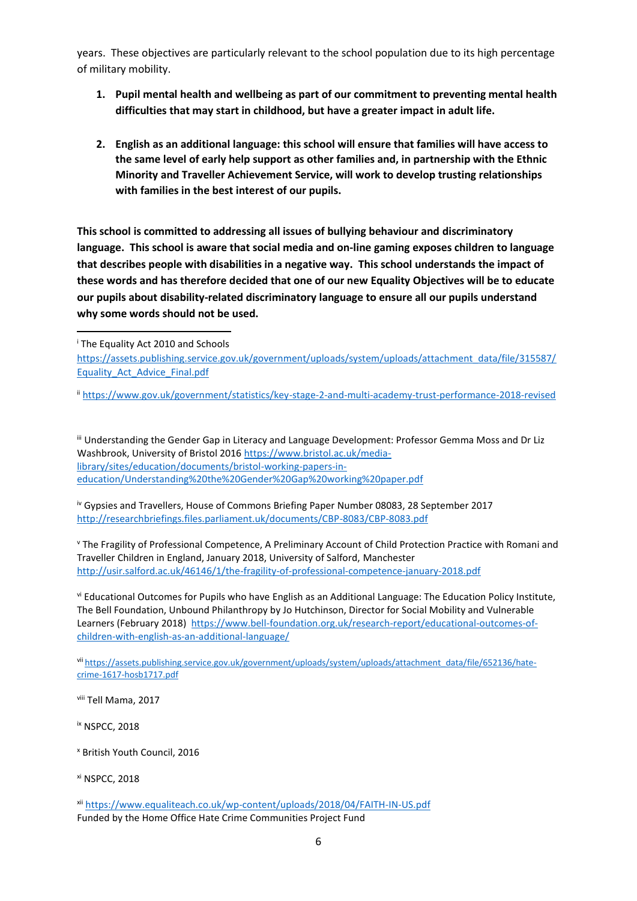years. These objectives are particularly relevant to the school population due to its high percentage of military mobility.

1. **Pupil mental health and wellbeing as part of our commitment to preventing mental health difficulties that may start in childhood, but have a greater impact in adult life.**

2. **English as an additional language: this school will ensure that families will have access to the same level of early help support as other families and, in partnership with the Ethnic Minority and Traveller Achievement Service, will work to develop trusting relationships with families in the best interest of our pupils.**

**This school is committed to addressing all issues of bullying behaviour and discriminatory language. This school is aware that social media and on-line gaming exposes children to language that describes people with disabilities in a negative way. This school understands the impact of these words and has therefore decided that one of our new Equality Objectives will be to educate our pupils about disability-related discriminatory language to ensure all our pupils understand why some words should not be used.**

---

[i] The Equality Act 2010 and Schools https://assets.publishing.service.gov.uk/government/uploads/system/uploads/attachment_data/file/315587/Equality_Act_Advice_Final.pdf

[ii] https://www.gov.uk/government/statistics/key-stage-2-and-multi-academy-trust-performance-2018-revised

[iii] Understanding the Gender Gap in Literacy and Language Development: Professor Gemma Moss and Dr Liz Washbrook, University of Bristol 2016 https://www.bristol.ac.uk/media-library/sites/education/documents/bristol-working-papers-in-education/Understanding%20the%20Gender%20Gap%20working%20paper.pdf

[iv] Gypsies and Travellers, House of Commons Briefing Paper Number 08083, 28 September 2017 http://researchbriefings.files.parliament.uk/documents/CBP-8083/CBP-8083.pdf

[v] The Fragility of Professional Competence, A Preliminary Account of Child Protection Practice with Romani and Traveller Children in England, January 2018, University of Salford, Manchester http://usir.salford.ac.uk/46146/1/the-fragility-of-professional-competence-january-2018.pdf

[vi] Educational Outcomes for Pupils who have English as an Additional Language: The Education Policy Institute, The Bell Foundation, Unbound Philanthropy by Jo Hutchinson, Director for Social Mobility and Vulnerable Learners (February 2018) https://www.bell-foundation.org.uk/research-report/educational-outcomes-of-children-with-english-as-an-additional-language/

[vii] https://assets.publishing.service.gov.uk/government/uploads/system/uploads/attachment_data/file/652136/hate-crime-1617-hosb1717.pdf

[viii] Tell Mama, 2017

[ix] NSPCC, 2018

[x] British Youth Council, 2016

[xi] NSPCC, 2018

[xii] https://www.equaliteach.co.uk/wp-content/uploads/2018/04/FAITH-IN-US.pdf
Funded by the Home Office Hate Crime Communities Project Fund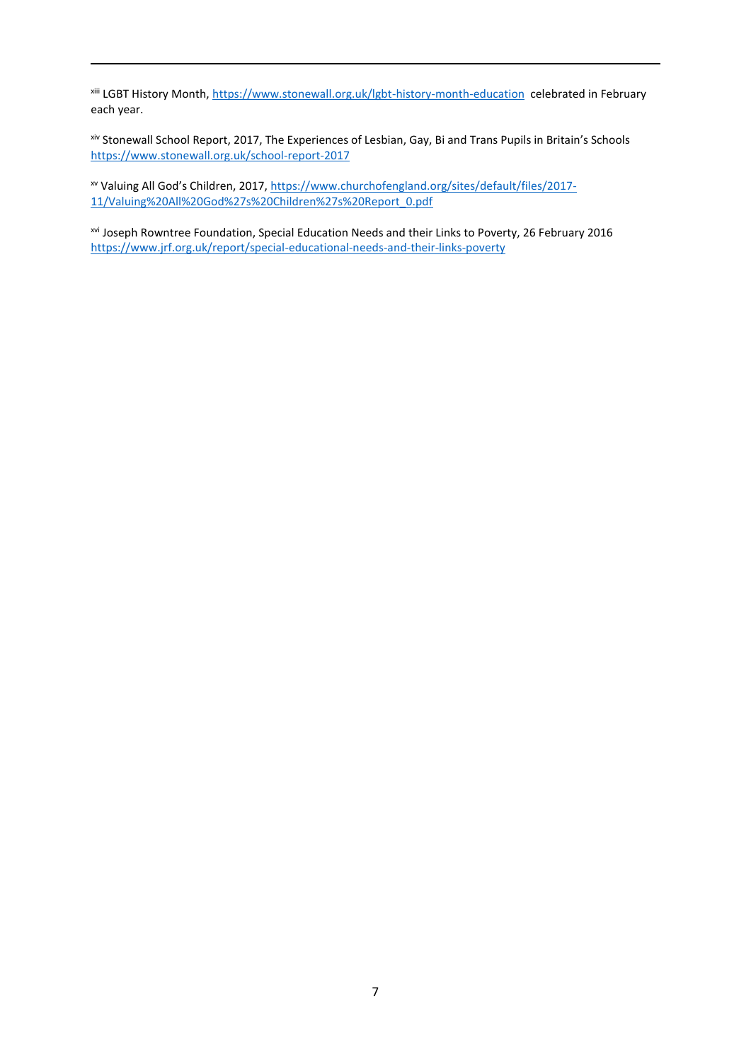---

[xiii] LGBT History Month, https://www.stonewall.org.uk/lgbt-history-month-education celebrated in February each year.

[xiv] Stonewall School Report, 2017, The Experiences of Lesbian, Gay, Bi and Trans Pupils in Britain's Schools https://www.stonewall.org.uk/school-report-2017

[xv] Valuing All God's Children, 2017, https://www.churchofengland.org/sites/default/files/2017-11/Valuing%20All%20God%27s%20Children%27s%20Report_0.pdf

[xvi] Joseph Rowntree Foundation, Special Education Needs and their Links to Poverty, 26 February 2016 https://www.jrf.org.uk/report/special-educational-needs-and-their-links-poverty